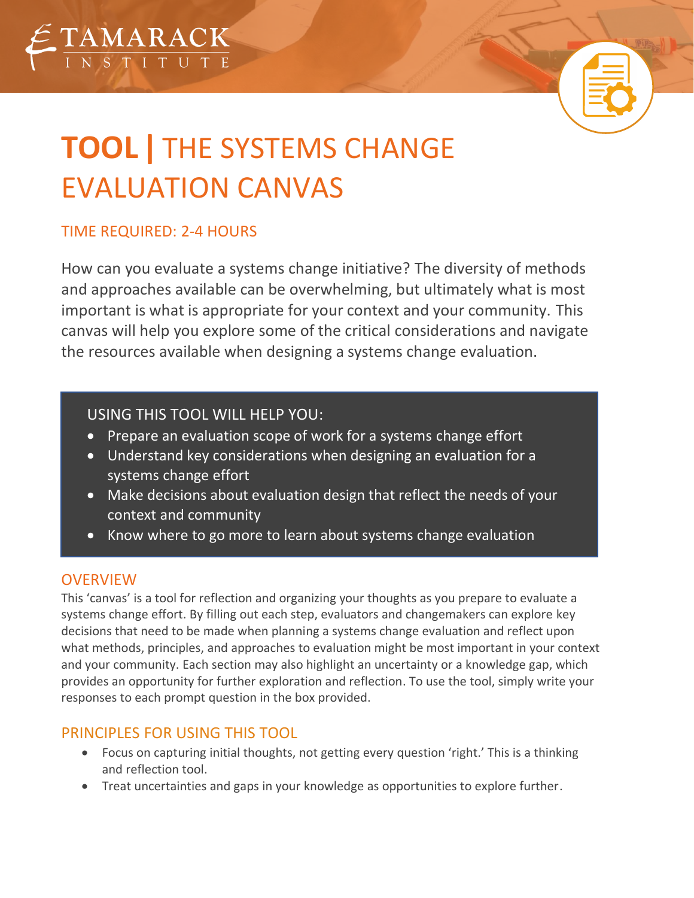TAMARACK INSTITUTE

# TOOL | THE SYSTEMS CHANGE EVALUATION CANVAS

## TIME REQUIRED: 2-4 HOURS

How can you evaluate a systems change initiative? The diversity of methods and approaches available can be overwhelming, but ultimately what is most important is what is appropriate for your context and your community. This canvas will help you explore some of the critical considerations and navigate the resources available when designing a systems change evaluation.

### USING THIS TOOL WILL HELP YOU:

- Prepare an evaluation scope of work for a systems change effort
- Understand key considerations when designing an evaluation for a systems change effort
- Make decisions about evaluation design that reflect the needs of your context and community
- Know where to go more to learn about systems change evaluation

## OVERVIEW

This 'canvas' is a tool for reflection and organizing your thoughts as you prepare to evaluate a systems change effort. By filling out each step, evaluators and changemakers can explore key decisions that need to be made when planning a systems change evaluation and reflect upon what methods, principles, and approaches to evaluation might be most important in your context and your community. Each section may also highlight an uncertainty or a knowledge gap, which provides an opportunity for further exploration and reflection. To use the tool, simply write your responses to each prompt question in the box provided.

## PRINCIPLES FOR USING THIS TOOL

- Focus on capturing initial thoughts, not getting every question 'right.' This is a thinking and reflection tool.
- Treat uncertainties and gaps in your knowledge as opportunities to explore further.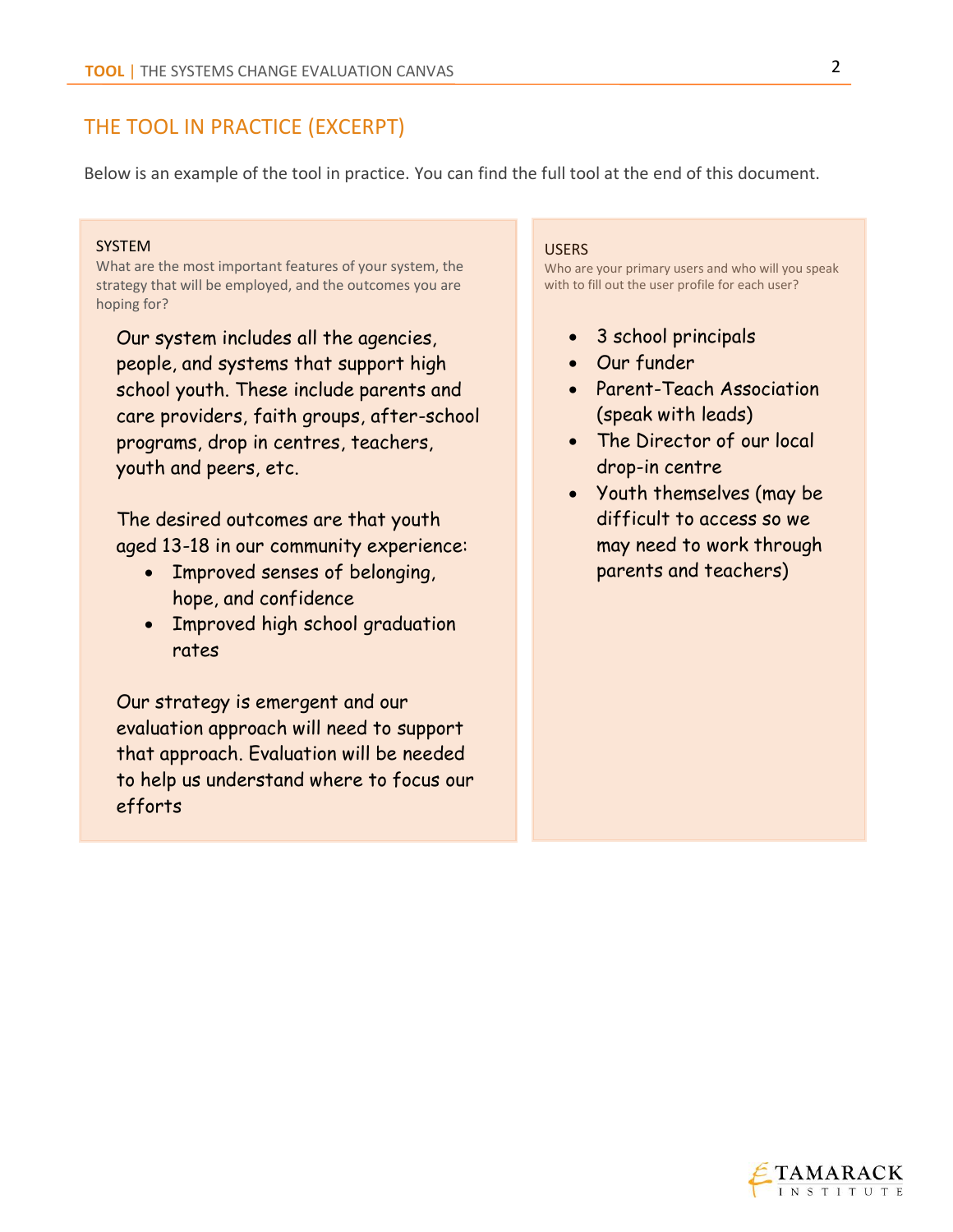## THE TOOL IN PRACTICE (EXCERPT)

Below is an example of the tool in practice. You can find the full tool at the end of this document.

### SYSTEM

What are the most important features of your system, the strategy that will be employed, and the outcomes you are hoping for?

Our system includes all the agencies, people, and systems that support high school youth. These include parents and care providers, faith groups, after-school programs, drop in centres, teachers, youth and peers, etc.

The desired outcomes are that youth aged 13-18 in our community experience:

- Improved senses of belonging, hope, and confidence
- Improved high school graduation rates

Our strategy is emergent and our evaluation approach will need to support that approach. Evaluation will be needed to help us understand where to focus our efforts

### USERS

Who are your primary users and who will you speak with to fill out the user profile for each user?

- 3 school principals
- Our funder
- Parent-Teach Association (speak with leads)
- The Director of our local drop-in centre
- Youth themselves (may be difficult to access so we may need to work through parents and teachers)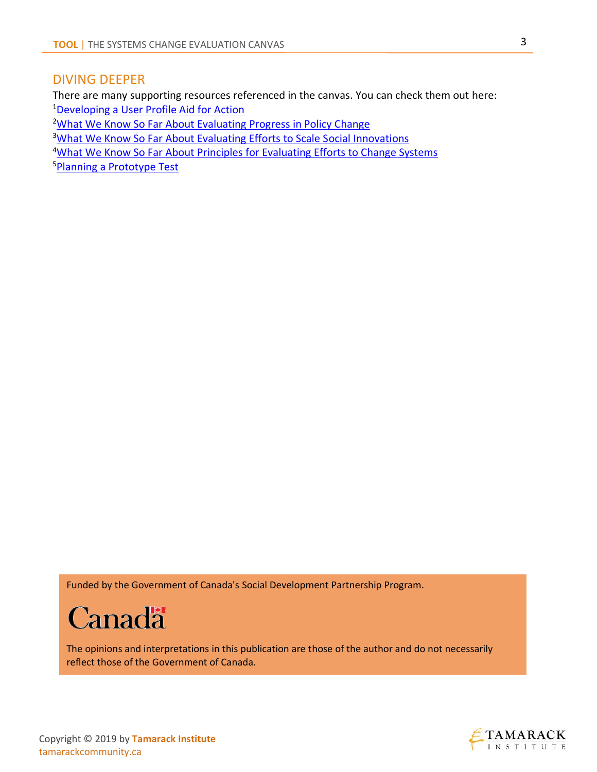## DIVING DEEPER

There are many supporting resources referenced in the canvas. You can check them out here:

[1]Developing a User Profile Aid for Action
[2]What We Know So Far About Evaluating Progress in Policy Change
[3]What We Know So Far About Evaluating Efforts to Scale Social Innovations
[4]What We Know So Far About Principles for Evaluating Efforts to Change Systems
[5]Planning a Prototype Test

Funded by the Government of Canada's Social Development Partnership Program.

Canada

The opinions and interpretations in this publication are those of the author and do not necessarily reflect those of the Government of Canada.

Copyright © 2019 by **Tamarack Institute**
tamarackcommunity.ca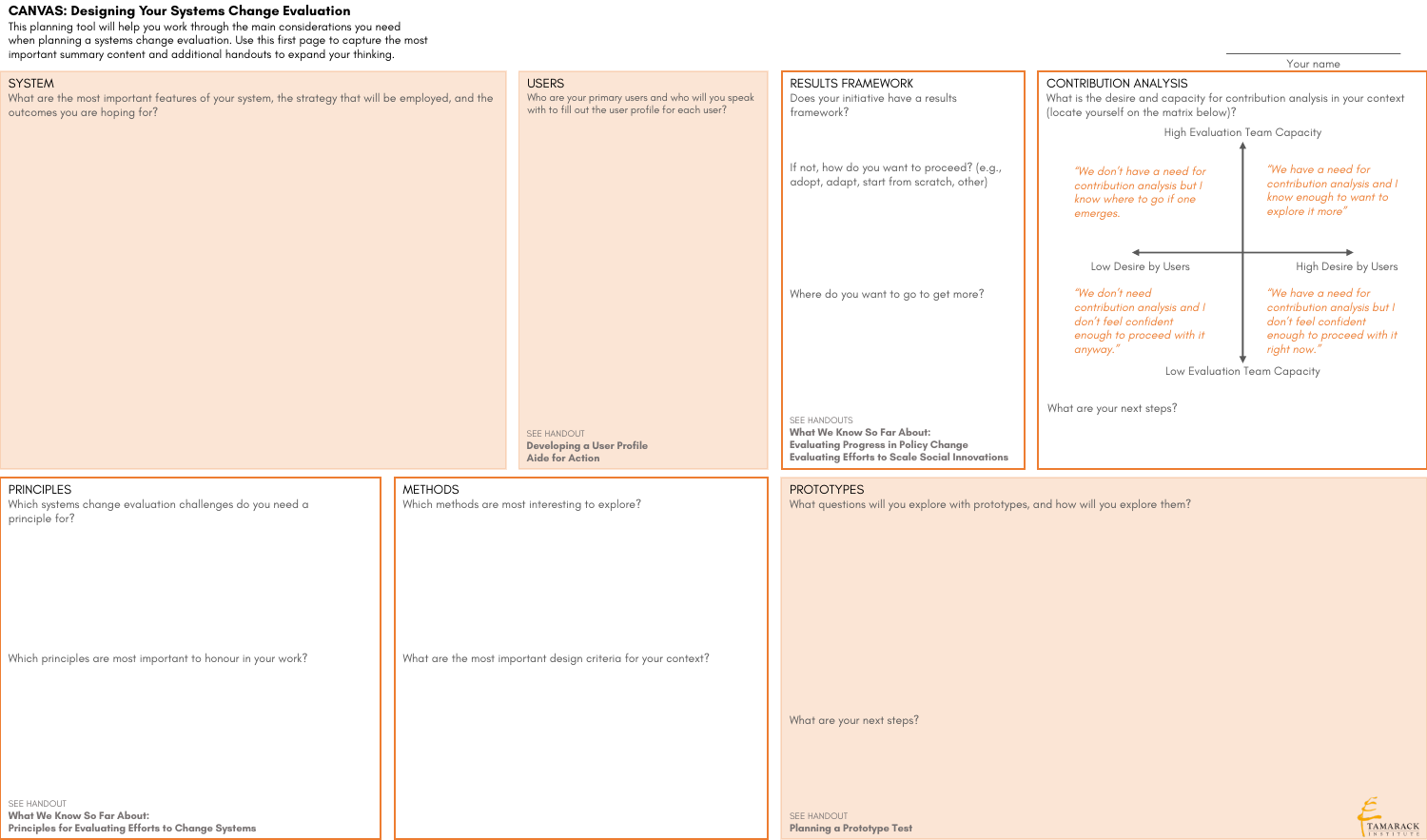# CANVAS: Designing Your Systems Change Evaluation

This planning tool will help you work through the main considerations you need when planning a systems change evaluation. Use this first page to capture the most important summary content and additional handouts to expand your thinking.

Your name

## SYSTEM

What are the most important features of your system, the strategy that will be employed, and the outcomes you are hoping for?

## USERS

Who are your primary users and who will you speak with to fill out the user profile for each user?

SEE HANDOUT
**Developing a User Profile**
**Aide for Action**

## RESULTS FRAMEWORK

Does your initiative have a results framework?

If not, how do you want to proceed? (e.g., adopt, adapt, start from scratch, other)

Where do you want to go to get more?

SEE HANDOUTS
**What We Know So Far About:**
**Evaluating Progress in Policy Change**
**Evaluating Efforts to Scale Social Innovations**

## CONTRIBUTION ANALYSIS

What is the desire and capacity for contribution analysis in your context (locate yourself on the matrix below)?

High Evaluation Team Capacity

| | Low Desire by Users | High Desire by Users |
|---|---|---|
| **High Evaluation Team Capacity** | *"We don't have a need for contribution analysis but I know where to go if one emerges.* | *"We have a need for contribution analysis and I know enough to want to explore it more"* |
| **Low Evaluation Team Capacity** | *"We don't need contribution analysis and I don't feel confident enough to proceed with it anyway."* | *"We have a need for contribution analysis but I don't feel confident enough to proceed with it right now."* |

Low Evaluation Team Capacity

What are your next steps?

## PRINCIPLES

Which systems change evaluation challenges do you need a principle for?

Which principles are most important to honour in your work?

SEE HANDOUT
**What We Know So Far About:**
**Principles for Evaluating Efforts to Change Systems**

## METHODS

Which methods are most interesting to explore?

What are the most important design criteria for your context?

## PROTOTYPES

What questions will you explore with prototypes, and how will you explore them?

What are your next steps?

SEE HANDOUT
**Planning a Prototype Test**

TAMARACK INSTITUTE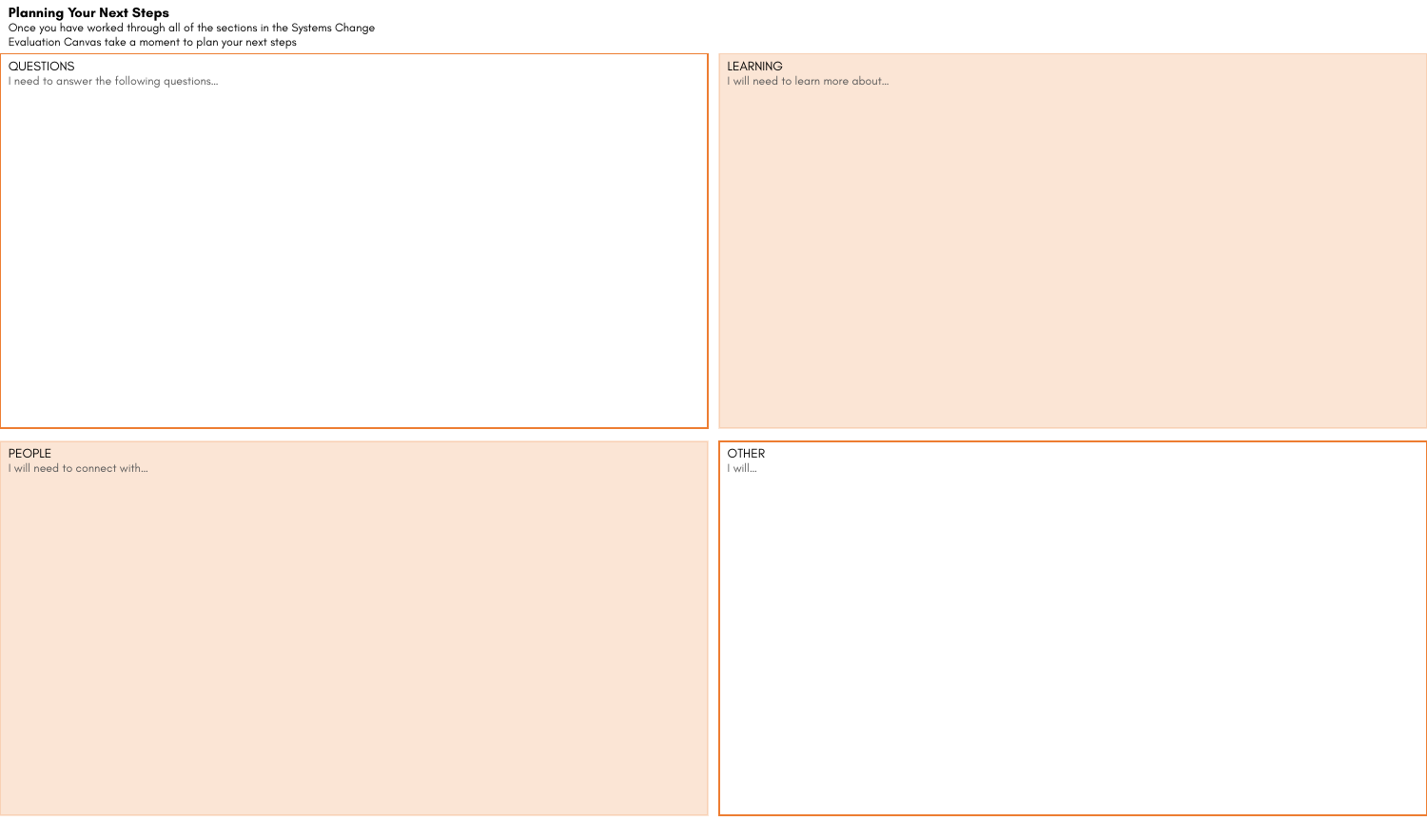**Planning Your Next Steps**

Once you have worked through all of the sections in the Systems Change Evaluation Canvas take a moment to plan your next steps

## QUESTIONS

I need to answer the following questions...

## LEARNING

I will need to learn more about...

## PEOPLE

I will need to connect with...

## OTHER

I will...